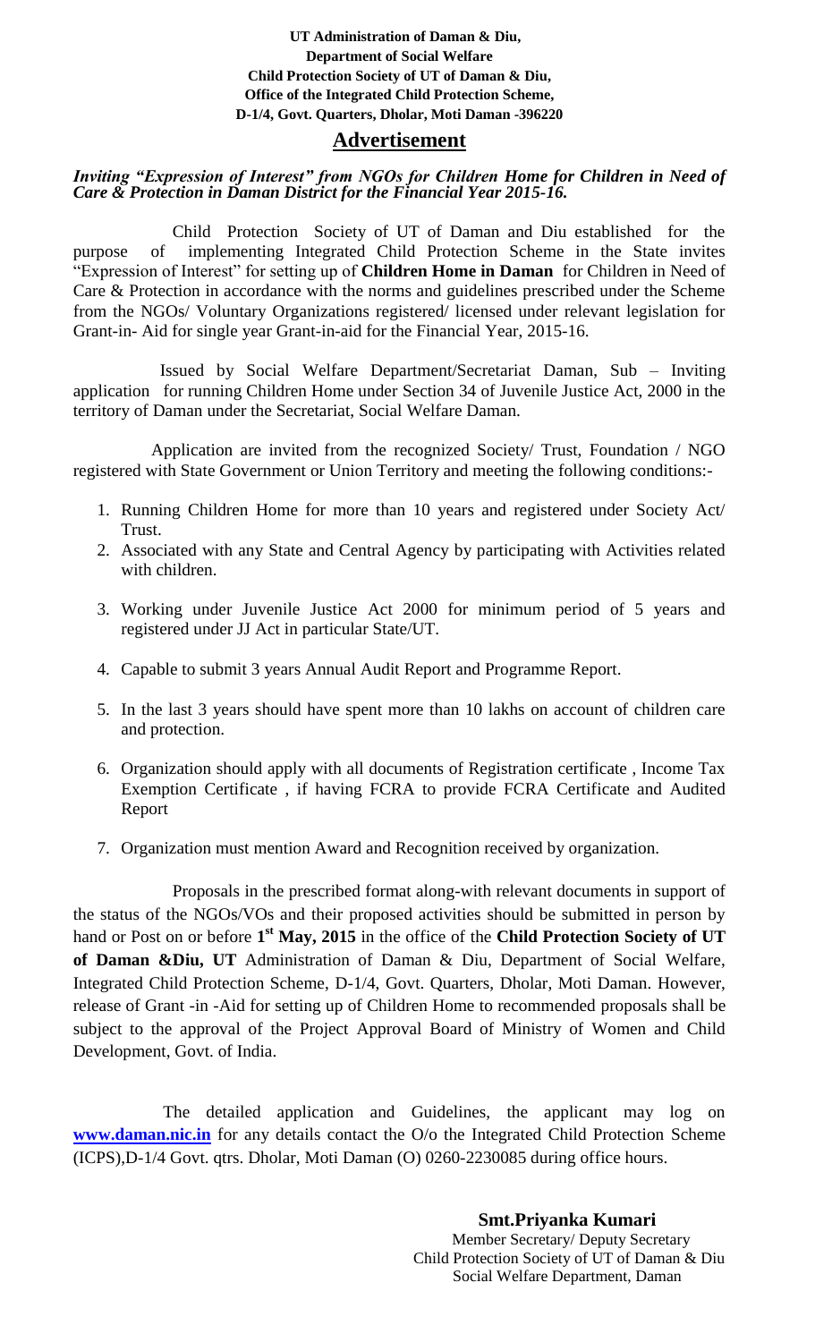**UT Administration of Daman & Diu,**
**Department of Social Welfare**
**Child Protection Society of UT of Daman & Diu,**
**Office of the Integrated Child Protection Scheme,**
**D-1/4, Govt. Quarters, Dholar, Moti Daman -396220**

# Advertisement

***Inviting "Expression of Interest" from NGOs for Children Home for Children in Need of Care & Protection in Daman District for the Financial Year 2015-16.***

Child Protection Society of UT of Daman and Diu established for the purpose of implementing Integrated Child Protection Scheme in the State invites "Expression of Interest" for setting up of **Children Home in Daman** for Children in Need of Care & Protection in accordance with the norms and guidelines prescribed under the Scheme from the NGOs/ Voluntary Organizations registered/ licensed under relevant legislation for Grant-in- Aid for single year Grant-in-aid for the Financial Year, 2015-16.

Issued by Social Welfare Department/Secretariat Daman, Sub – Inviting application for running Children Home under Section 34 of Juvenile Justice Act, 2000 in the territory of Daman under the Secretariat, Social Welfare Daman.

Application are invited from the recognized Society/ Trust, Foundation / NGO registered with State Government or Union Territory and meeting the following conditions:-

1. Running Children Home for more than 10 years and registered under Society Act/ Trust.
2. Associated with any State and Central Agency by participating with Activities related with children.
3. Working under Juvenile Justice Act 2000 for minimum period of 5 years and registered under JJ Act in particular State/UT.
4. Capable to submit 3 years Annual Audit Report and Programme Report.
5. In the last 3 years should have spent more than 10 lakhs on account of children care and protection.
6. Organization should apply with all documents of Registration certificate , Income Tax Exemption Certificate , if having FCRA to provide FCRA Certificate and Audited Report
7. Organization must mention Award and Recognition received by organization.

Proposals in the prescribed format along-with relevant documents in support of the status of the NGOs/VOs and their proposed activities should be submitted in person by hand or Post on or before **1st May, 2015** in the office of the **Child Protection Society of UT of Daman &Diu, UT** Administration of Daman & Diu, Department of Social Welfare, Integrated Child Protection Scheme, D-1/4, Govt. Quarters, Dholar, Moti Daman. However, release of Grant -in -Aid for setting up of Children Home to recommended proposals shall be subject to the approval of the Project Approval Board of Ministry of Women and Child Development, Govt. of India.

The detailed application and Guidelines, the applicant may log on **www.daman.nic.in** for any details contact the O/o the Integrated Child Protection Scheme (ICPS),D-1/4 Govt. qtrs. Dholar, Moti Daman (O) 0260-2230085 during office hours.

**Smt.Priyanka Kumari**
Member Secretary/ Deputy Secretary
Child Protection Society of UT of Daman & Diu
Social Welfare Department, Daman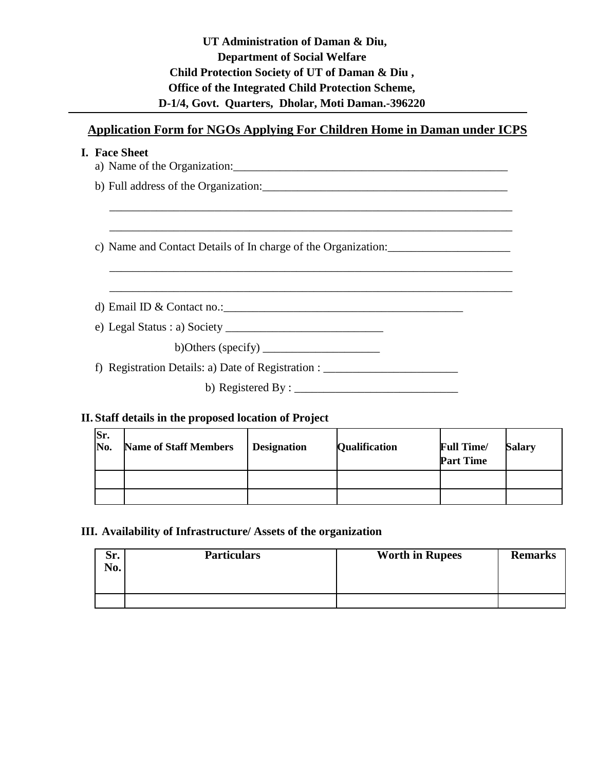**UT Administration of Daman & Diu,**
**Department of Social Welfare**
**Child Protection Society of UT of Daman & Diu ,**
**Office of the Integrated Child Protection Scheme,**
**D-1/4, Govt. Quarters, Dholar, Moti Daman.-396220**

---

## Application Form for NGOs Applying For Children Home in Daman under ICPS

### I. Face Sheet

a) Name of the Organization:_________________________________________________

b) Full address of the Organization:___________________________________________

_________________________________________________________________________

_________________________________________________________________________

c) Name and Contact Details of In charge of the Organization:_____________________

_________________________________________________________________________

_________________________________________________________________________

d) Email ID & Contact no.:__________________________________________

e) Legal Status : a) Society ___________________________

b)Others (specify) ____________________

f) Registration Details: a) Date of Registration : _______________________

b) Registered By : ____________________________

### II. Staff details in the proposed location of Project

| Sr. No. | Name of Staff Members | Designation | Qualification | Full Time/ Part Time | Salary |
|---|---|---|---|---|---|
| | | | | | |
| | | | | | |

### III. Availability of Infrastructure/ Assets of the organization

| Sr. No. | Particulars | Worth in Rupees | Remarks |
|---|---|---|---|
| | | | |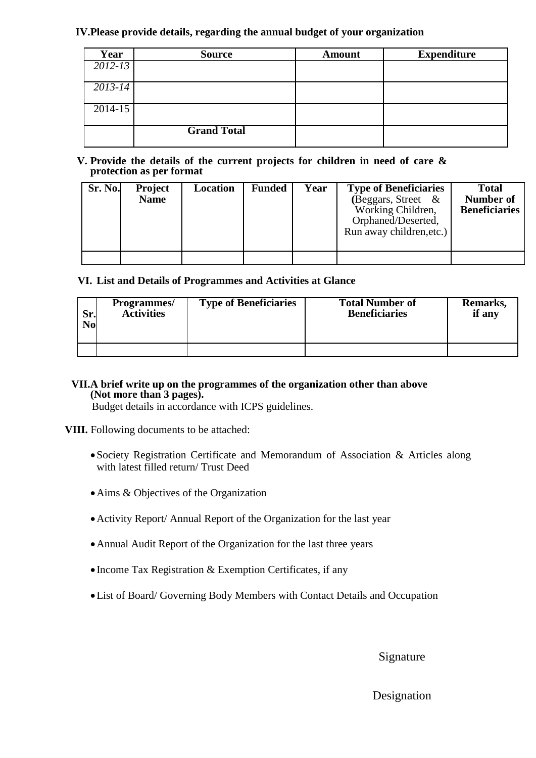**IV. Please provide details, regarding the annual budget of your organization**

| Year | Source | Amount | Expenditure |
|---|---|---|---|
| *2012-13* | | | |
| *2013-14* | | | |
| 2014-15 | | | |
| | **Grand Total** | | |

**V. Provide the details of the current projects for children in need of care & protection as per format**

| Sr. No. | Project Name | Location | Funded | Year | Type of Beneficiaries (Beggars, Street & Working Children, Orphaned/Deserted, Run away children,etc.) | Total Number of Beneficiaries |
|---|---|---|---|---|---|---|
| | | | | | | |

**VI. List and Details of Programmes and Activities at Glance**

| Sr. No | Programmes/ Activities | Type of Beneficiaries | Total Number of Beneficiaries | Remarks, if any |
|---|---|---|---|---|
| | | | | |

**VII. A brief write up on the programmes of the organization other than above (Not more than 3 pages).**

Budget details in accordance with ICPS guidelines.

**VIII.** Following documents to be attached:

- Society Registration Certificate and Memorandum of Association & Articles along with latest filled return/ Trust Deed
- Aims & Objectives of the Organization
- Activity Report/ Annual Report of the Organization for the last year
- Annual Audit Report of the Organization for the last three years
- Income Tax Registration & Exemption Certificates, if any
- List of Board/ Governing Body Members with Contact Details and Occupation

Signature

Designation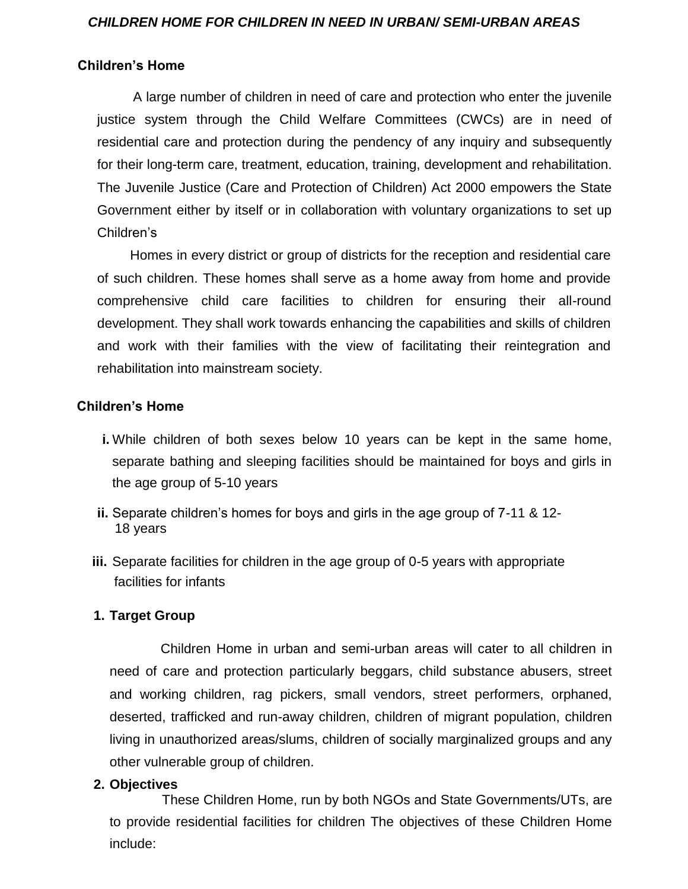*CHILDREN HOME FOR CHILDREN IN NEED IN URBAN/ SEMI-URBAN AREAS*

**Children's Home**

A large number of children in need of care and protection who enter the juvenile justice system through the Child Welfare Committees (CWCs) are in need of residential care and protection during the pendency of any inquiry and subsequently for their long-term care, treatment, education, training, development and rehabilitation. The Juvenile Justice (Care and Protection of Children) Act 2000 empowers the State Government either by itself or in collaboration with voluntary organizations to set up Children's

Homes in every district or group of districts for the reception and residential care of such children. These homes shall serve as a home away from home and provide comprehensive child care facilities to children for ensuring their all-round development. They shall work towards enhancing the capabilities and skills of children and work with their families with the view of facilitating their reintegration and rehabilitation into mainstream society.

**Children's Home**

- **i.** While children of both sexes below 10 years can be kept in the same home, separate bathing and sleeping facilities should be maintained for boys and girls in the age group of 5-10 years
- **ii.** Separate children's homes for boys and girls in the age group of 7-11 & 12-18 years
- **iii.** Separate facilities for children in the age group of 0-5 years with appropriate facilities for infants

**1. Target Group**

Children Home in urban and semi-urban areas will cater to all children in need of care and protection particularly beggars, child substance abusers, street and working children, rag pickers, small vendors, street performers, orphaned, deserted, trafficked and run-away children, children of migrant population, children living in unauthorized areas/slums, children of socially marginalized groups and any other vulnerable group of children.

**2. Objectives**

These Children Home, run by both NGOs and State Governments/UTs, are to provide residential facilities for children The objectives of these Children Home include: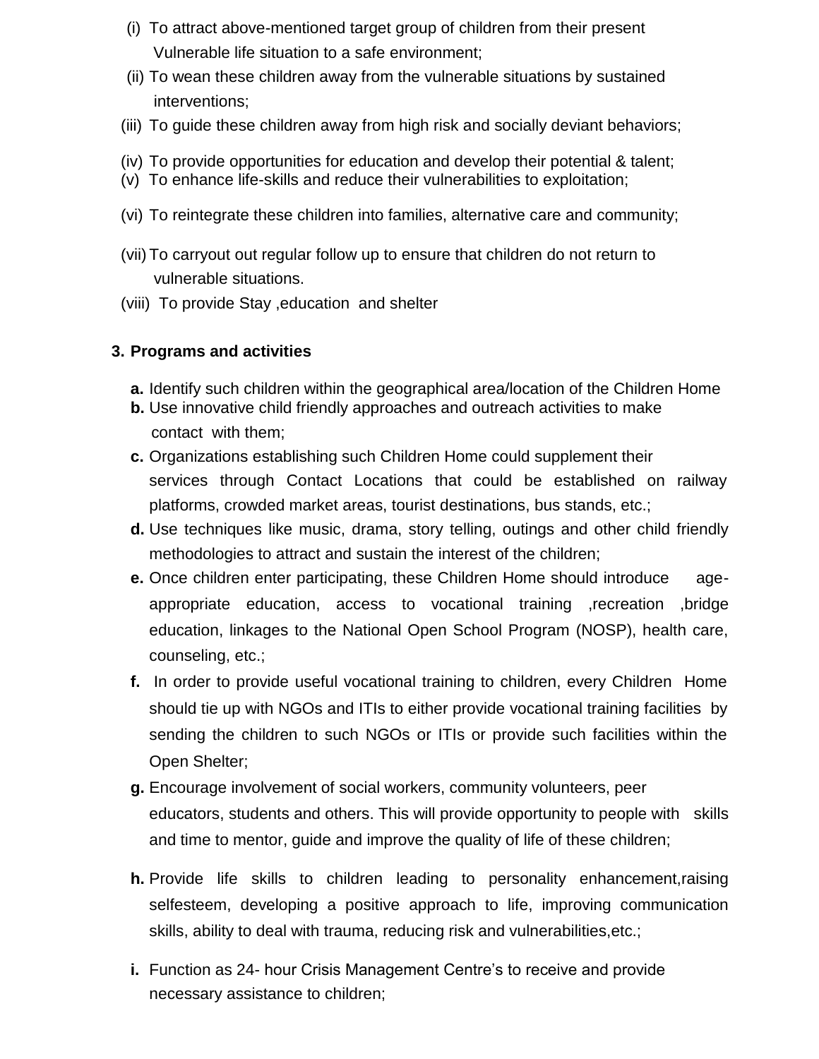(i) To attract above-mentioned target group of children from their present Vulnerable life situation to a safe environment;

(ii) To wean these children away from the vulnerable situations by sustained interventions;

(iii) To guide these children away from high risk and socially deviant behaviors;

(iv) To provide opportunities for education and develop their potential & talent;

(v) To enhance life-skills and reduce their vulnerabilities to exploitation;

(vi) To reintegrate these children into families, alternative care and community;

(vii) To carryout out regular follow up to ensure that children do not return to vulnerable situations.

(viii) To provide Stay ,education and shelter

**3. Programs and activities**

**a.** Identify such children within the geographical area/location of the Children Home

**b.** Use innovative child friendly approaches and outreach activities to make contact with them;

**c.** Organizations establishing such Children Home could supplement their services through Contact Locations that could be established on railway platforms, crowded market areas, tourist destinations, bus stands, etc.;

**d.** Use techniques like music, drama, story telling, outings and other child friendly methodologies to attract and sustain the interest of the children;

**e.** Once children enter participating, these Children Home should introduce age-appropriate education, access to vocational training ,recreation ,bridge education, linkages to the National Open School Program (NOSP), health care, counseling, etc.;

**f.** In order to provide useful vocational training to children, every Children Home should tie up with NGOs and ITIs to either provide vocational training facilities by sending the children to such NGOs or ITIs or provide such facilities within the Open Shelter;

**g.** Encourage involvement of social workers, community volunteers, peer educators, students and others. This will provide opportunity to people with skills and time to mentor, guide and improve the quality of life of these children;

**h.** Provide life skills to children leading to personality enhancement,raising selfesteem, developing a positive approach to life, improving communication skills, ability to deal with trauma, reducing risk and vulnerabilities,etc.;

**i.** Function as 24- hour Crisis Management Centre's to receive and provide necessary assistance to children;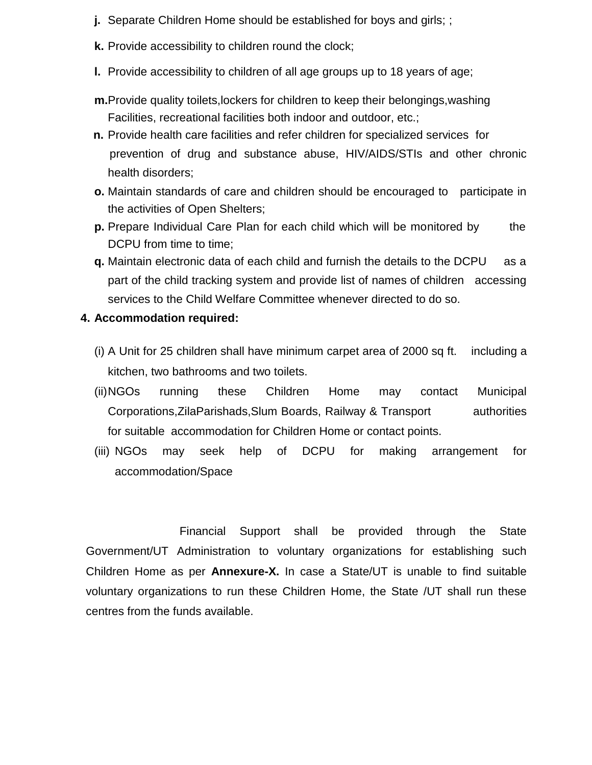- **j.** Separate Children Home should be established for boys and girls; ;
- **k.** Provide accessibility to children round the clock;
- **l.** Provide accessibility to children of all age groups up to 18 years of age;
- **m.** Provide quality toilets,lockers for children to keep their belongings,washing Facilities, recreational facilities both indoor and outdoor, etc.;
- **n.** Provide health care facilities and refer children for specialized services for prevention of drug and substance abuse, HIV/AIDS/STIs and other chronic health disorders;
- **o.** Maintain standards of care and children should be encouraged to participate in the activities of Open Shelters;
- **p.** Prepare Individual Care Plan for each child which will be monitored by the DCPU from time to time;
- **q.** Maintain electronic data of each child and furnish the details to the DCPU as a part of the child tracking system and provide list of names of children accessing services to the Child Welfare Committee whenever directed to do so.

**4. Accommodation required:**

(i) A Unit for 25 children shall have minimum carpet area of 2000 sq ft. including a kitchen, two bathrooms and two toilets.

(ii) NGOs running these Children Home may contact Municipal Corporations,ZilaParishads,Slum Boards, Railway & Transport authorities for suitable accommodation for Children Home or contact points.

(iii) NGOs may seek help of DCPU for making arrangement for accommodation/Space

Financial Support shall be provided through the State Government/UT Administration to voluntary organizations for establishing such Children Home as per **Annexure-X.** In case a State/UT is unable to find suitable voluntary organizations to run these Children Home, the State /UT shall run these centres from the funds available.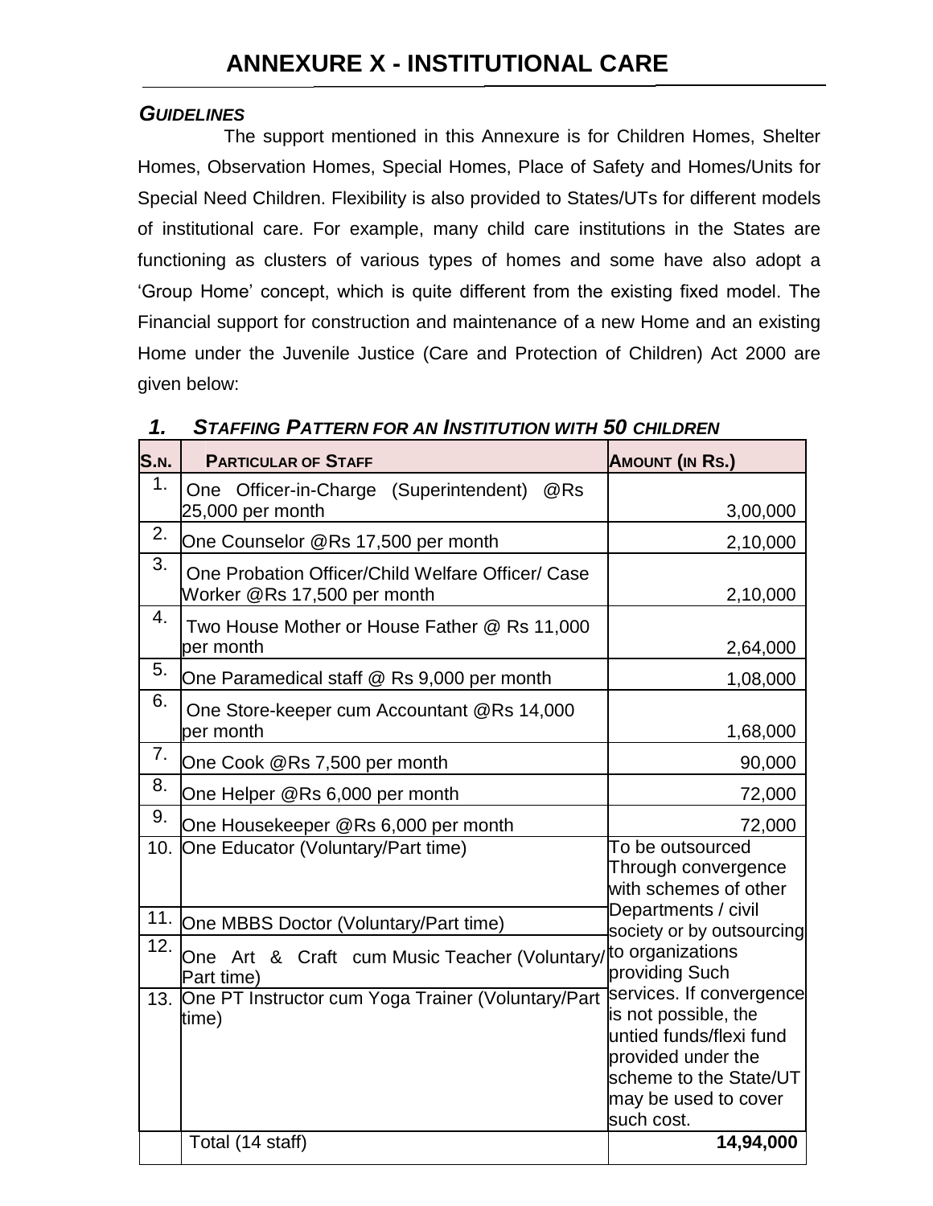# ANNEXURE X - INSTITUTIONAL CARE

***GUIDELINES***

The support mentioned in this Annexure is for Children Homes, Shelter Homes, Observation Homes, Special Homes, Place of Safety and Homes/Units for Special Need Children. Flexibility is also provided to States/UTs for different models of institutional care. For example, many child care institutions in the States are functioning as clusters of various types of homes and some have also adopt a 'Group Home' concept, which is quite different from the existing fixed model. The Financial support for construction and maintenance of a new Home and an existing Home under the Juvenile Justice (Care and Protection of Children) Act 2000 are given below:

## 1. *STAFFING PATTERN FOR AN INSTITUTION WITH 50 CHILDREN*

| S.N. | PARTICULAR OF STAFF | AMOUNT (IN RS.) |
|---|---|---|
| 1. | One Officer-in-Charge (Superintendent) @Rs 25,000 per month | 3,00,000 |
| 2. | One Counselor @Rs 17,500 per month | 2,10,000 |
| 3. | One Probation Officer/Child Welfare Officer/ Case Worker @Rs 17,500 per month | 2,10,000 |
| 4. | Two House Mother or House Father @ Rs 11,000 per month | 2,64,000 |
| 5. | One Paramedical staff @ Rs 9,000 per month | 1,08,000 |
| 6. | One Store-keeper cum Accountant @Rs 14,000 per month | 1,68,000 |
| 7. | One Cook @Rs 7,500 per month | 90,000 |
| 8. | One Helper @Rs 6,000 per month | 72,000 |
| 9. | One Housekeeper @Rs 6,000 per month | 72,000 |
| 10. | One Educator (Voluntary/Part time) | To be outsourced Through convergence with schemes of other Departments / civil society or by outsourcing to organizations providing Such services. If convergence is not possible, the untied funds/flexi fund provided under the scheme to the State/UT may be used to cover such cost. |
| 11. | One MBBS Doctor (Voluntary/Part time) | |
| 12. | One Art & Craft cum Music Teacher (Voluntary/ Part time) | |
| 13. | One PT Instructor cum Yoga Trainer (Voluntary/Part time) | |
| | Total (14 staff) | **14,94,000** |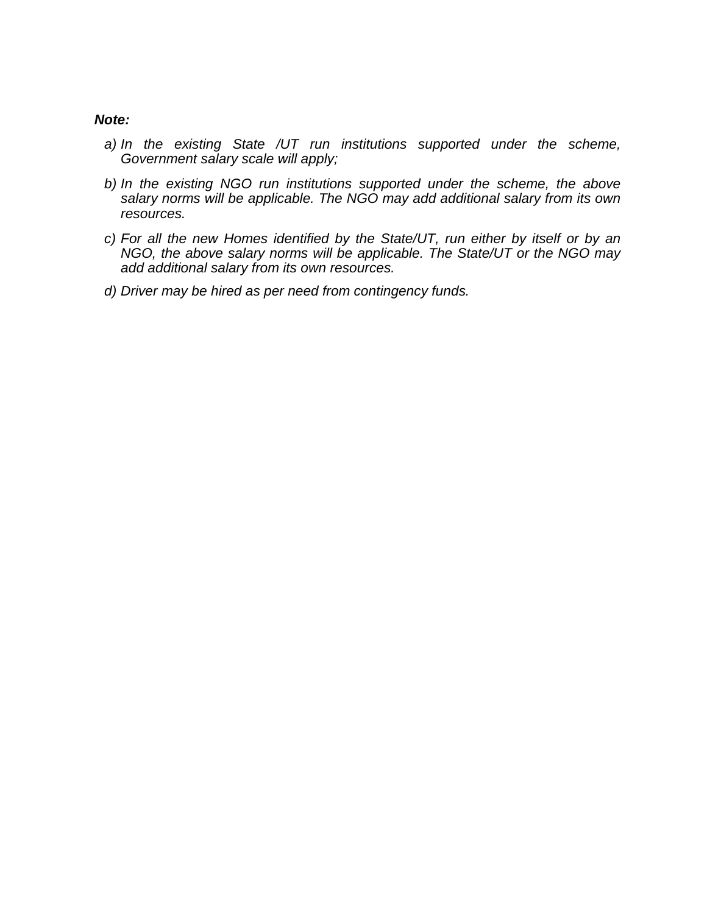***Note:***

a) *In the existing State /UT run institutions supported under the scheme, Government salary scale will apply;*

b) *In the existing NGO run institutions supported under the scheme, the above salary norms will be applicable. The NGO may add additional salary from its own resources.*

c) *For all the new Homes identified by the State/UT, run either by itself or by an NGO, the above salary norms will be applicable. The State/UT or the NGO may add additional salary from its own resources.*

d) *Driver may be hired as per need from contingency funds.*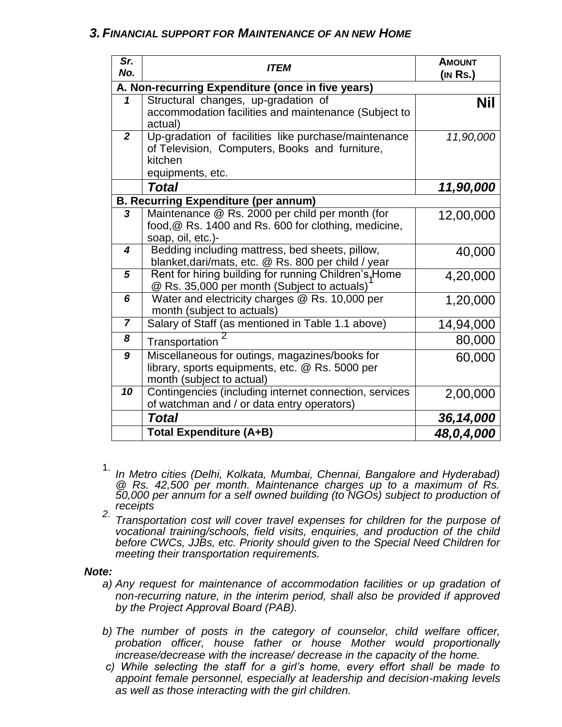### *3. FINANCIAL SUPPORT FOR MAINTENANCE OF AN NEW HOME*

| Sr. No. | ITEM | AMOUNT (IN RS.) |
|---|---|---|
| **A. Non-recurring Expenditure (once in five years)** | | |
| *1* | Structural changes, up-gradation of accommodation facilities and maintenance (Subject to actual) | **Nil** |
| *2* | Up-gradation of facilities like purchase/maintenance of Television, Computers, Books and furniture, kitchen equipments, etc. | *11,90,000* |
| | ***Total*** | ***11,90,000*** |
| **B. Recurring Expenditure (per annum)** | | |
| *3* | Maintenance @ Rs. 2000 per child per month (for food,@ Rs. 1400 and Rs. 600 for clothing, medicine, soap, oil, etc.)- | 12,00,000 |
| *4* | Bedding including mattress, bed sheets, pillow, blanket,dari/mats, etc. @ Rs. 800 per child / year | 40,000 |
| *5* | Rent for hiring building for running Children's Home @ Rs. 35,000 per month (Subject to actuals)[1] | 4,20,000 |
| *6* | Water and electricity charges @ Rs. 10,000 per month (subject to actuals) | 1,20,000 |
| *7* | Salary of Staff (as mentioned in Table 1.1 above) | 14,94,000 |
| *8* | Transportation [2] | 80,000 |
| *9* | Miscellaneous for outings, magazines/books for library, sports equipments, etc. @ Rs. 5000 per month (subject to actual) | 60,000 |
| *10* | Contingencies (including internet connection, services of watchman and / or data entry operators) | 2,00,000 |
| | ***Total*** | ***36,14,000*** |
| | **Total Expenditure (A+B)** | ***48,0,4,000*** |

1. *In Metro cities (Delhi, Kolkata, Mumbai, Chennai, Bangalore and Hyderabad) @ Rs. 42,500 per month. Maintenance charges up to a maximum of Rs. 50,000 per annum for a self owned building (to NGOs) subject to production of receipts*
2. *Transportation cost will cover travel expenses for children for the purpose of vocational training/schools, field visits, enquiries, and production of the child before CWCs, JJBs, etc. Priority should given to the Special Need Children for meeting their transportation requirements.*

***Note:***

*a) Any request for maintenance of accommodation facilities or up gradation of non-recurring nature, in the interim period, shall also be provided if approved by the Project Approval Board (PAB).*

*b) The number of posts in the category of counselor, child welfare officer, probation officer, house father or house Mother would proportionally increase/decrease with the increase/ decrease in the capacity of the home.*

*c) While selecting the staff for a girl's home, every effort shall be made to appoint female personnel, especially at leadership and decision-making levels as well as those interacting with the girl children.*